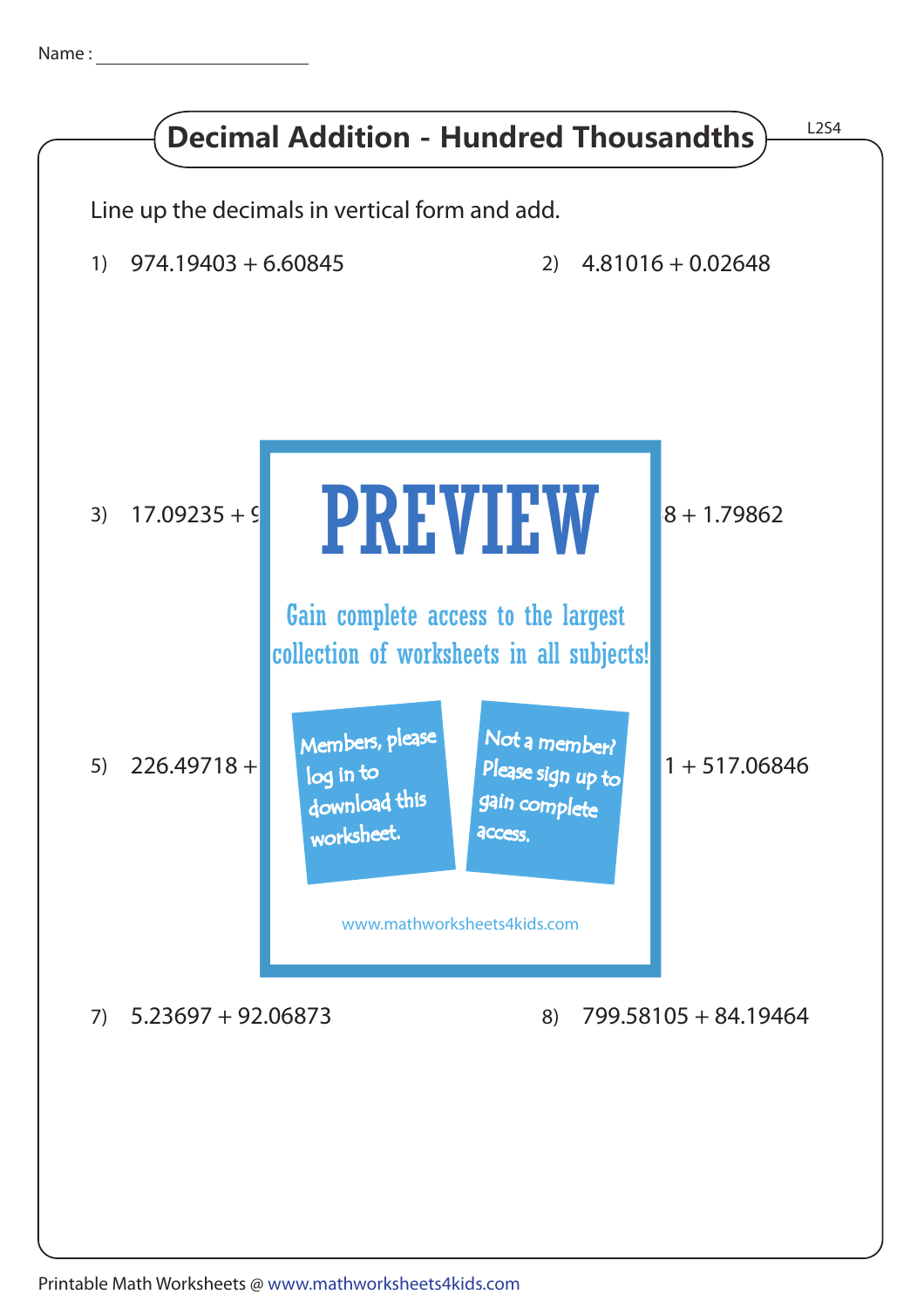Name : ______________________

# Decimal Addition - Hundred Thousandths

L2S4

Line up the decimals in vertical form and add.

1) 974.19403 + 6.60845

2) 4.81016 + 0.02648

3) 17.09235 + 9

8 + 1.79862

# PREVIEW

Gain complete access to the largest collection of worksheets in all subjects!

Members, please log in to download this worksheet.

Not a member? Please sign up to gain complete access.

www.mathworksheets4kids.com

5) 226.49718 +

1 + 517.06846

7) 5.23697 + 92.06873

8) 799.58105 + 84.19464

Printable Math Worksheets @ www.mathworksheets4kids.com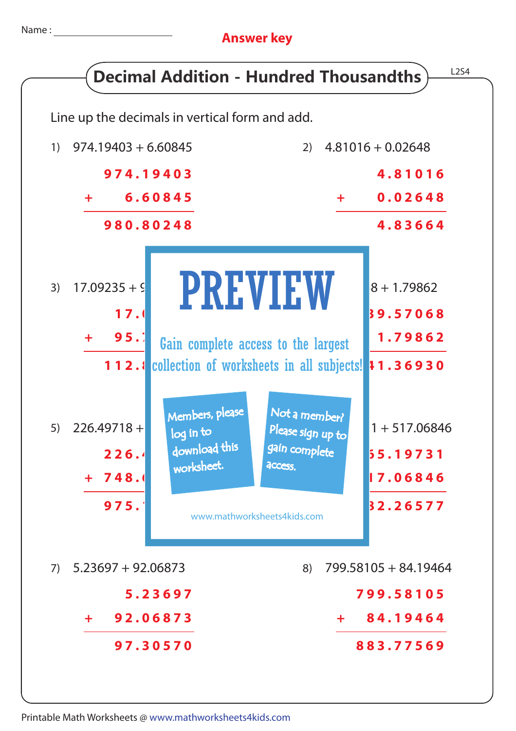Name : ____________________

**Answer key**

# Decimal Addition - Hundred Thousandths

L2S4

Line up the decimals in vertical form and add.

1) 974.19403 + 6.60845

```
  974.19403
+   6.60845
-----------
  980.80248
```

2) 4.81016 + 0.02648

```
    4.81016
+   0.02648
-----------
    4.83664
```

3) 17.09235 + 9

```
  17.(
+ 95.
------
 112.
```

4) 8 + 1.79862

```
  39.57068
   1.79862
----------
  41.36930
```

5) 226.49718 +

```
  226.
+ 748.(
-------
  975.
```

6) 1 + 517.06846

```
  55.19731
  17.06846
----------
  32.26577
```

**PREVIEW**

Gain complete access to the largest collection of worksheets in all subjects!

Members, please log in to download this worksheet.

Not a member? Please sign up to gain complete access.

www.mathworksheets4kids.com

7) 5.23697 + 92.06873

```
    5.23697
+  92.06873
-----------
   97.30570
```

8) 799.58105 + 84.19464

```
  799.58105
+  84.19464
-----------
  883.77569
```

Printable Math Worksheets @ www.mathworksheets4kids.com